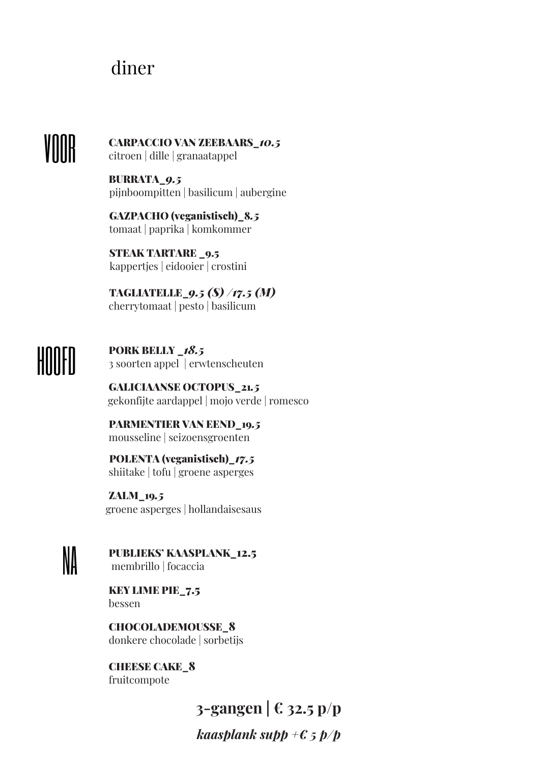# diner

## VOOR

**CARPACCIO VAN ZEEBAARS_*10.5***
citroen | dille | granaatappel

**BURRATA_*9.5***
pijnboompitten | basilicum | aubergine

**GAZPACHO (veganistisch)_8.*5***
tomaat | paprika | komkommer

**STEAK TARTARE _9.5**
kappertjes | eidooier | crostini

**TAGLIATELLE_*9.5 (S) /17.5 (M)***
cherrytomaat | pesto | basilicum

## HOOFD

**PORK BELLY _*18.5***
3 soorten appel | erwtenscheuten

**GALICIAANSE OCTOPUS_21.*5***
gekonfijte aardappel | mojo verde | romesco

**PARMENTIER VAN EEND_19.*5***
mousseline | seizoensgroenten

**POLENTA (veganistisch)_*17.5***
shiitake | tofu | groene asperges

**ZALM_19.*5***
groene asperges | hollandaisesaus

## NA

**PUBLIEKS' KAASPLANK_12.5**
membrillo | focaccia

**KEY LIME PIE_7.5**
bessen

**CHOCOLADEMOUSSE_8**
donkere chocolade | sorbetijs

**CHEESE CAKE_8**
fruitcompote

**3-gangen | € 32.5 p/p**

***kaasplank supp +€ 5 p/p***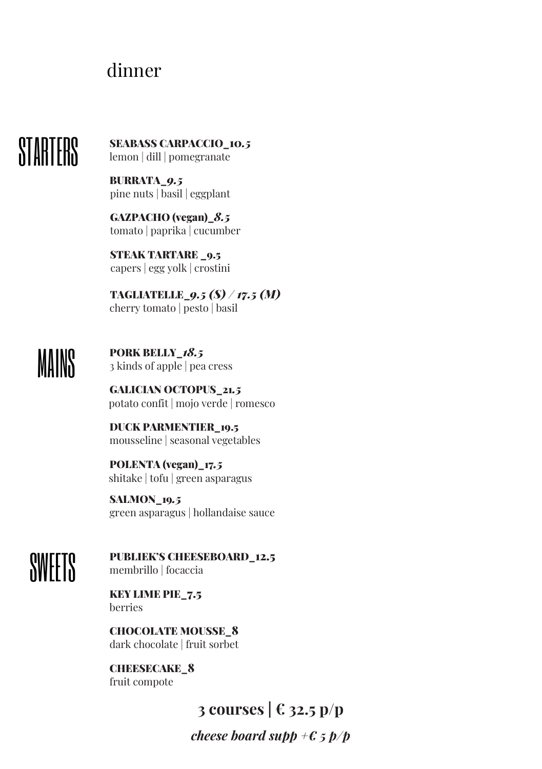# dinner

## STARTERS

**SEABASS CARPACCIO_10.5**
lemon | dill | pomegranate

**BURRATA_*9.5***
pine nuts | basil | eggplant

**GAZPACHO (vegan)_*8.5***
tomato | paprika | cucumber

**STEAK TARTARE _9.5**
capers | egg yolk | crostini

**TAGLIATELLE_*9.5 (S) / 17.5 (M)***
cherry tomato | pesto | basil

## MAINS

**PORK BELLY_*18.5***
3 kinds of apple | pea cress

**GALICIAN OCTOPUS_21.5**
potato confit | mojo verde | romesco

**DUCK PARMENTIER_19.5**
mousseline | seasonal vegetables

**POLENTA (vegan)_17.5**
shitake | tofu | green asparagus

**SALMON_19.5**
green asparagus | hollandaise sauce

## SWEETS

**PUBLIEK'S CHEESEBOARD_12.5**
membrillo | focaccia

**KEY LIME PIE_7.5**
berries

**CHOCOLATE MOUSSE_8**
dark chocolate | fruit sorbet

**CHEESECAKE_8**
fruit compote

**3 courses | € 32.5 p/p**

***cheese board supp +€ 5 p/p***